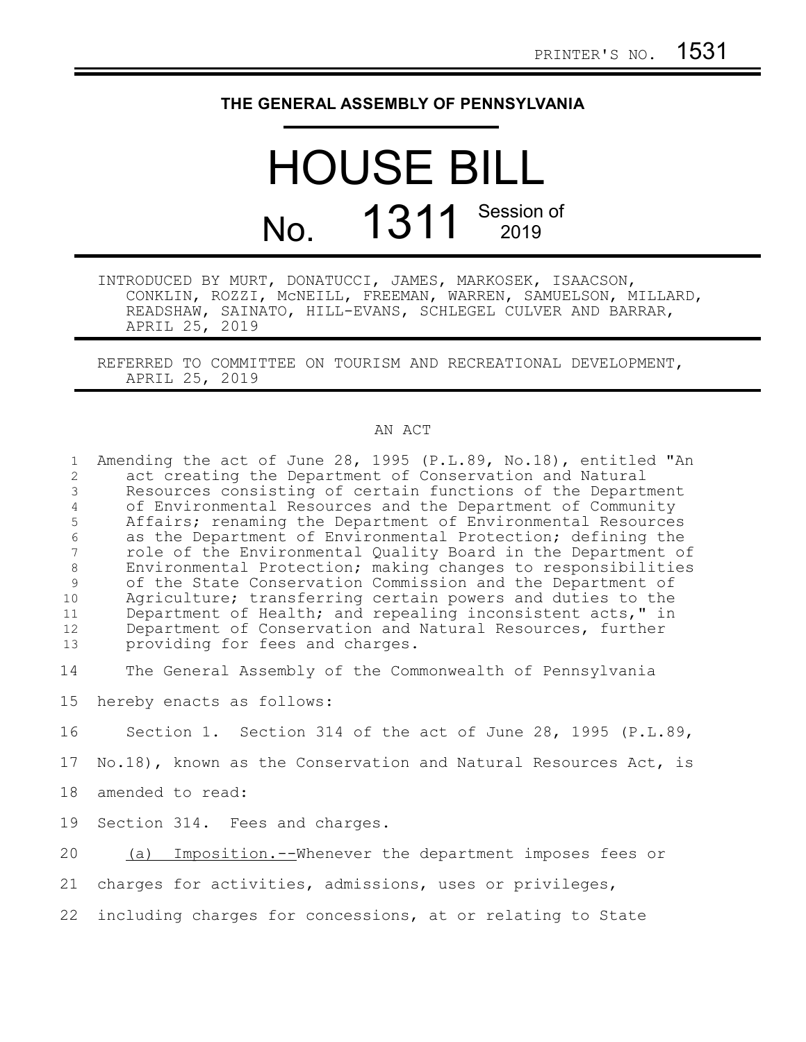PRINTER'S NO. 1531

# THE GENERAL ASSEMBLY OF PENNSYLVANIA

# HOUSE BILL No. 1311 Session of 2019

INTRODUCED BY MURT, DONATUCCI, JAMES, MARKOSEK, ISAACSON, CONKLIN, ROZZI, McNEILL, FREEMAN, WARREN, SAMUELSON, MILLARD, READSHAW, SAINATO, HILL-EVANS, SCHLEGEL CULVER AND BARRAR, APRIL 25, 2019

REFERRED TO COMMITTEE ON TOURISM AND RECREATIONAL DEVELOPMENT, APRIL 25, 2019

## AN ACT

Amending the act of June 28, 1995 (P.L.89, No.18), entitled "An act creating the Department of Conservation and Natural Resources consisting of certain functions of the Department of Environmental Resources and the Department of Community Affairs; renaming the Department of Environmental Resources as the Department of Environmental Protection; defining the role of the Environmental Quality Board in the Department of Environmental Protection; making changes to responsibilities of the State Conservation Commission and the Department of Agriculture; transferring certain powers and duties to the Department of Health; and repealing inconsistent acts," in Department of Conservation and Natural Resources, further providing for fees and charges.

The General Assembly of the Commonwealth of Pennsylvania hereby enacts as follows:

Section 1. Section 314 of the act of June 28, 1995 (P.L.89, No.18), known as the Conservation and Natural Resources Act, is amended to read:

Section 314. Fees and charges.

(a) Imposition.--Whenever the department imposes fees or charges for activities, admissions, uses or privileges, including charges for concessions, at or relating to State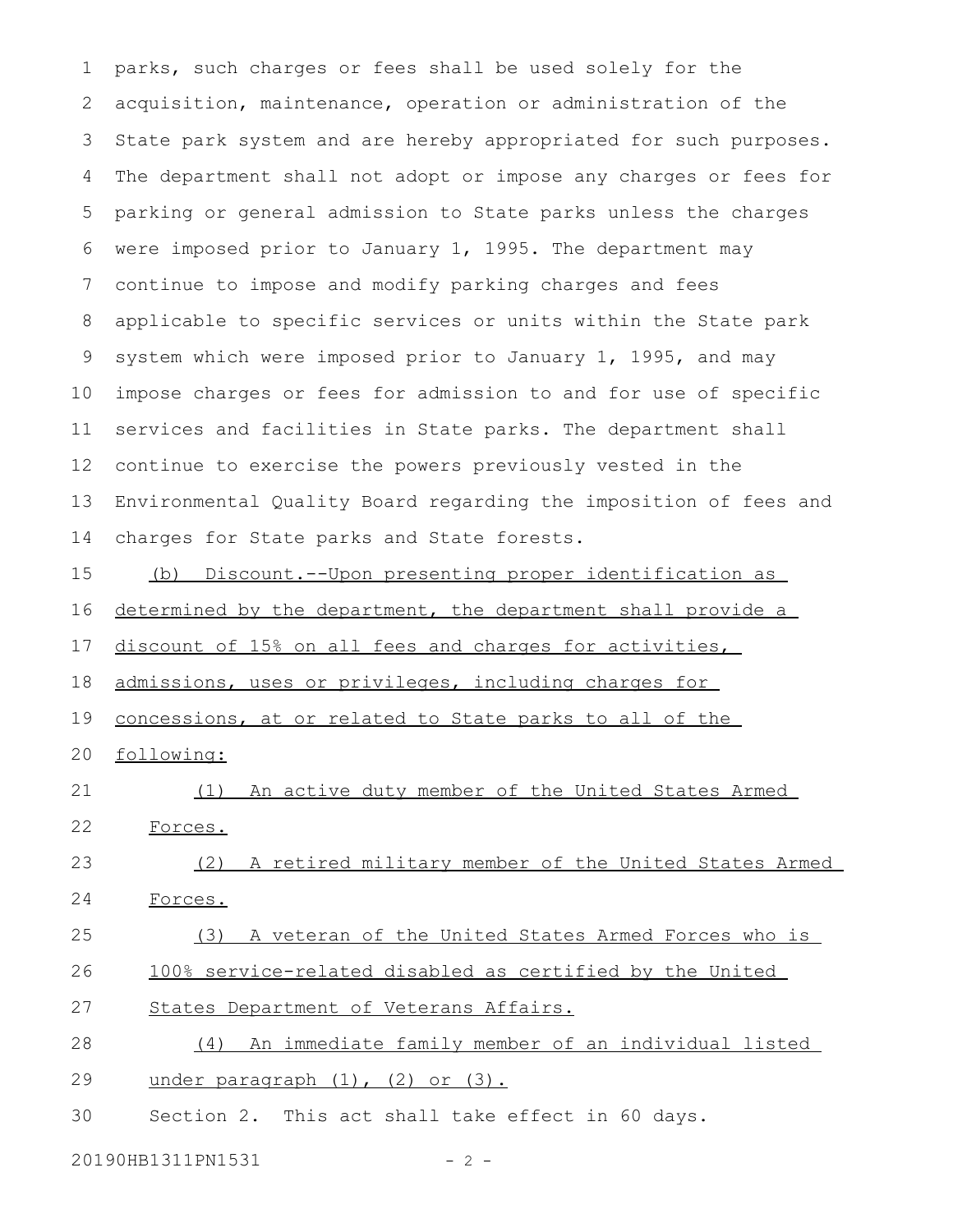parks, such charges or fees shall be used solely for the acquisition, maintenance, operation or administration of the State park system and are hereby appropriated for such purposes. The department shall not adopt or impose any charges or fees for parking or general admission to State parks unless the charges were imposed prior to January 1, 1995. The department may continue to impose and modify parking charges and fees applicable to specific services or units within the State park system which were imposed prior to January 1, 1995, and may impose charges or fees for admission to and for use of specific services and facilities in State parks. The department shall continue to exercise the powers previously vested in the Environmental Quality Board regarding the imposition of fees and charges for State parks and State forests.

(b) Discount.--Upon presenting proper identification as determined by the department, the department shall provide a discount of 15% on all fees and charges for activities, admissions, uses or privileges, including charges for concessions, at or related to State parks to all of the following:

(1) An active duty member of the United States Armed Forces.

(2) A retired military member of the United States Armed Forces.

(3) A veteran of the United States Armed Forces who is 100% service-related disabled as certified by the United States Department of Veterans Affairs.

(4) An immediate family member of an individual listed under paragraph (1), (2) or (3).

Section 2. This act shall take effect in 60 days.